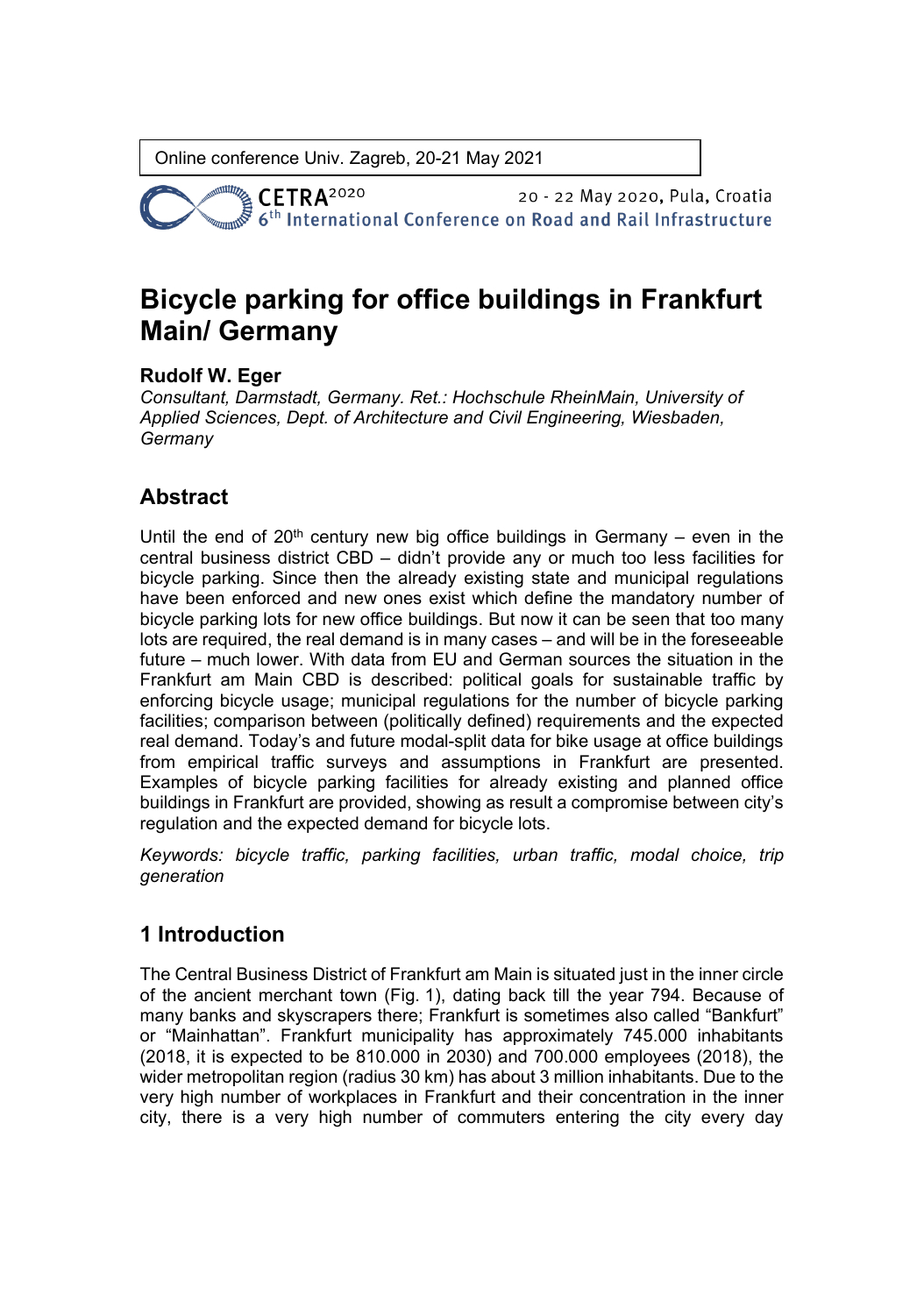Online conference Univ. Zagreb, 20-21 May 2021

CETRA[2020] 20 - 22 May 2020, Pula, Croatia
6[th] International Conference on Road and Rail Infrastructure

# Bicycle parking for office buildings in Frankfurt Main/ Germany

**Rudolf W. Eger**

*Consultant, Darmstadt, Germany. Ret.: Hochschule RheinMain, University of Applied Sciences, Dept. of Architecture and Civil Engineering, Wiesbaden, Germany*

## Abstract

Until the end of 20[th] century new big office buildings in Germany – even in the central business district CBD – didn't provide any or much too less facilities for bicycle parking. Since then the already existing state and municipal regulations have been enforced and new ones exist which define the mandatory number of bicycle parking lots for new office buildings. But now it can be seen that too many lots are required, the real demand is in many cases – and will be in the foreseeable future – much lower. With data from EU and German sources the situation in the Frankfurt am Main CBD is described: political goals for sustainable traffic by enforcing bicycle usage; municipal regulations for the number of bicycle parking facilities; comparison between (politically defined) requirements and the expected real demand. Today's and future modal-split data for bike usage at office buildings from empirical traffic surveys and assumptions in Frankfurt are presented. Examples of bicycle parking facilities for already existing and planned office buildings in Frankfurt are provided, showing as result a compromise between city's regulation and the expected demand for bicycle lots.

*Keywords: bicycle traffic, parking facilities, urban traffic, modal choice, trip generation*

## 1 Introduction

The Central Business District of Frankfurt am Main is situated just in the inner circle of the ancient merchant town (Fig. 1), dating back till the year 794. Because of many banks and skyscrapers there; Frankfurt is sometimes also called "Bankfurt" or "Mainhattan". Frankfurt municipality has approximately 745.000 inhabitants (2018, it is expected to be 810.000 in 2030) and 700.000 employees (2018), the wider metropolitan region (radius 30 km) has about 3 million inhabitants. Due to the very high number of workplaces in Frankfurt and their concentration in the inner city, there is a very high number of commuters entering the city every day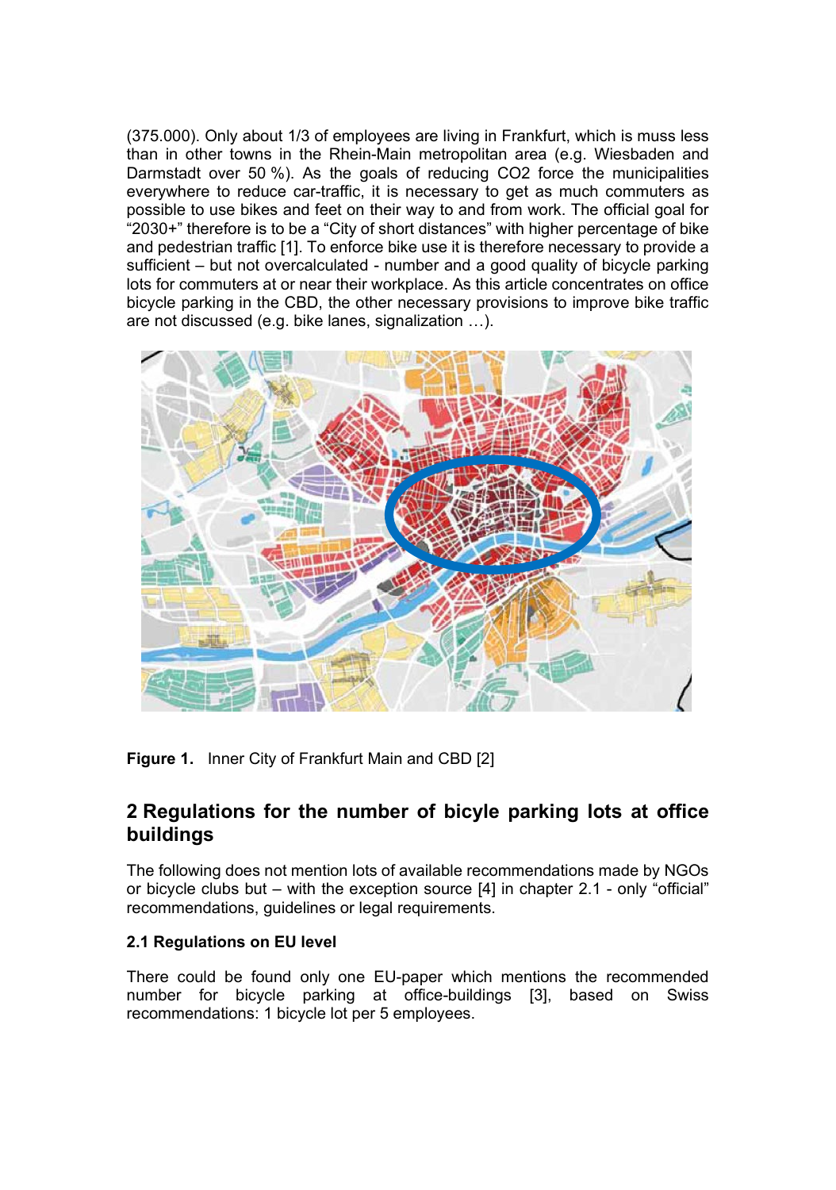(375.000). Only about 1/3 of employees are living in Frankfurt, which is muss less than in other towns in the Rhein-Main metropolitan area (e.g. Wiesbaden and Darmstadt over 50 %). As the goals of reducing $CO_2$ force the municipalities everywhere to reduce car-traffic, it is necessary to get as much commuters as possible to use bikes and feet on their way to and from work. The official goal for "2030+" therefore is to be a "City of short distances" with higher percentage of bike and pedestrian traffic [1]. To enforce bike use it is therefore necessary to provide a sufficient – but not overcalculated - number and a good quality of bicycle parking lots for commuters at or near their workplace. As this article concentrates on office bicycle parking in the CBD, the other necessary provisions to improve bike traffic are not discussed (e.g. bike lanes, signalization …).

**Figure 1.** Inner City of Frankfurt Main and CBD [2]

## 2 Regulations for the number of bicyle parking lots at office buildings

The following does not mention lots of available recommendations made by NGOs or bicycle clubs but – with the exception source [4] in chapter 2.1 - only "official" recommendations, guidelines or legal requirements.

### 2.1 Regulations on EU level

There could be found only one EU-paper which mentions the recommended number for bicycle parking at office-buildings [3], based on Swiss recommendations: 1 bicycle lot per 5 employees.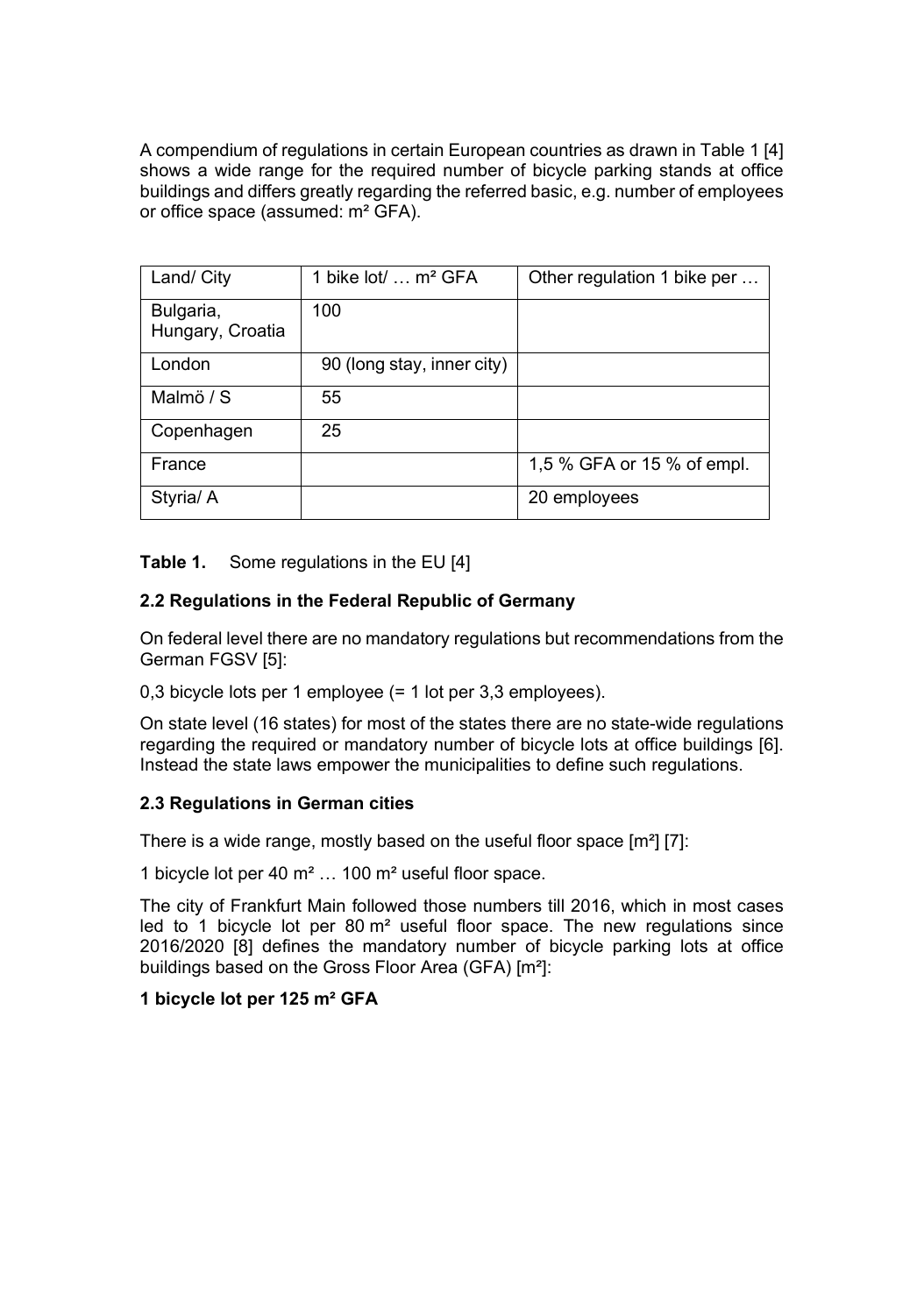A compendium of regulations in certain European countries as drawn in Table 1 [4] shows a wide range for the required number of bicycle parking stands at office buildings and differs greatly regarding the referred basic, e.g. number of employees or office space (assumed: m² GFA).

| Land/ City | 1 bike lot/ … m² GFA | Other regulation 1 bike per … |
| --- | --- | --- |
| Bulgaria, Hungary, Croatia | 100 | |
| London | 90 (long stay, inner city) | |
| Malmö / S | 55 | |
| Copenhagen | 25 | |
| France | | 1,5 % GFA or 15 % of empl. |
| Styria/ A | | 20 employees |

**Table 1.** Some regulations in the EU [4]

### 2.2 Regulations in the Federal Republic of Germany

On federal level there are no mandatory regulations but recommendations from the German FGSV [5]:

0,3 bicycle lots per 1 employee (= 1 lot per 3,3 employees).

On state level (16 states) for most of the states there are no state-wide regulations regarding the required or mandatory number of bicycle lots at office buildings [6]. Instead the state laws empower the municipalities to define such regulations.

### 2.3 Regulations in German cities

There is a wide range, mostly based on the useful floor space [m²] [7]:

1 bicycle lot per 40 m² … 100 m² useful floor space.

The city of Frankfurt Main followed those numbers till 2016, which in most cases led to 1 bicycle lot per 80 m² useful floor space. The new regulations since 2016/2020 [8] defines the mandatory number of bicycle parking lots at office buildings based on the Gross Floor Area (GFA) [m²]:

**1 bicycle lot per 125 m² GFA**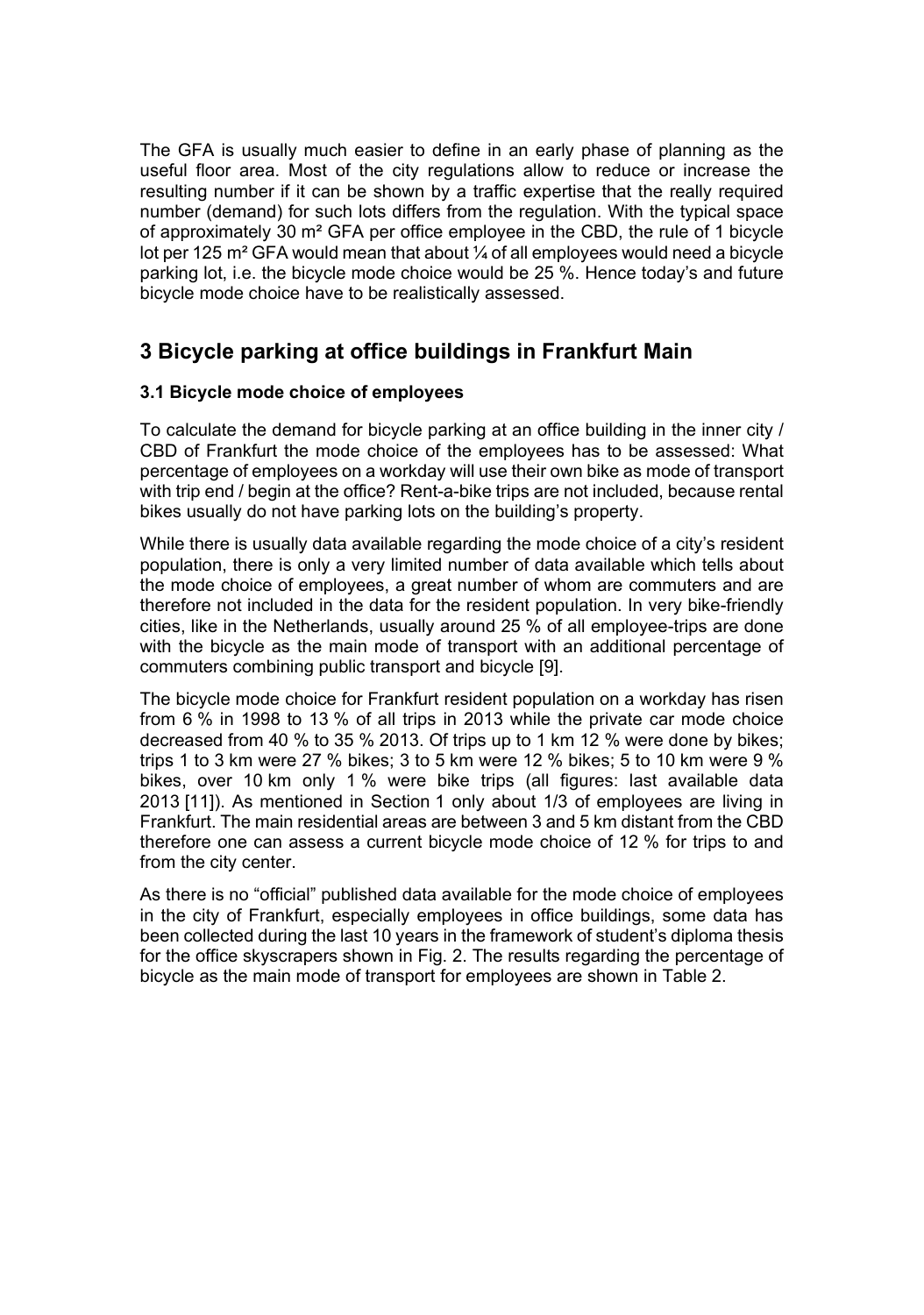The GFA is usually much easier to define in an early phase of planning as the useful floor area. Most of the city regulations allow to reduce or increase the resulting number if it can be shown by a traffic expertise that the really required number (demand) for such lots differs from the regulation. With the typical space of approximately 30 m² GFA per office employee in the CBD, the rule of 1 bicycle lot per 125 m² GFA would mean that about ¼ of all employees would need a bicycle parking lot, i.e. the bicycle mode choice would be 25 %. Hence today's and future bicycle mode choice have to be realistically assessed.

## 3 Bicycle parking at office buildings in Frankfurt Main

### 3.1 Bicycle mode choice of employees

To calculate the demand for bicycle parking at an office building in the inner city / CBD of Frankfurt the mode choice of the employees has to be assessed: What percentage of employees on a workday will use their own bike as mode of transport with trip end / begin at the office? Rent-a-bike trips are not included, because rental bikes usually do not have parking lots on the building's property.

While there is usually data available regarding the mode choice of a city's resident population, there is only a very limited number of data available which tells about the mode choice of employees, a great number of whom are commuters and are therefore not included in the data for the resident population. In very bike-friendly cities, like in the Netherlands, usually around 25 % of all employee-trips are done with the bicycle as the main mode of transport with an additional percentage of commuters combining public transport and bicycle [9].

The bicycle mode choice for Frankfurt resident population on a workday has risen from 6 % in 1998 to 13 % of all trips in 2013 while the private car mode choice decreased from 40 % to 35 % 2013. Of trips up to 1 km 12 % were done by bikes; trips 1 to 3 km were 27 % bikes; 3 to 5 km were 12 % bikes; 5 to 10 km were 9 % bikes, over 10 km only 1 % were bike trips (all figures: last available data 2013 [11]). As mentioned in Section 1 only about 1/3 of employees are living in Frankfurt. The main residential areas are between 3 and 5 km distant from the CBD therefore one can assess a current bicycle mode choice of 12 % for trips to and from the city center.

As there is no "official" published data available for the mode choice of employees in the city of Frankfurt, especially employees in office buildings, some data has been collected during the last 10 years in the framework of student's diploma thesis for the office skyscrapers shown in Fig. 2. The results regarding the percentage of bicycle as the main mode of transport for employees are shown in Table 2.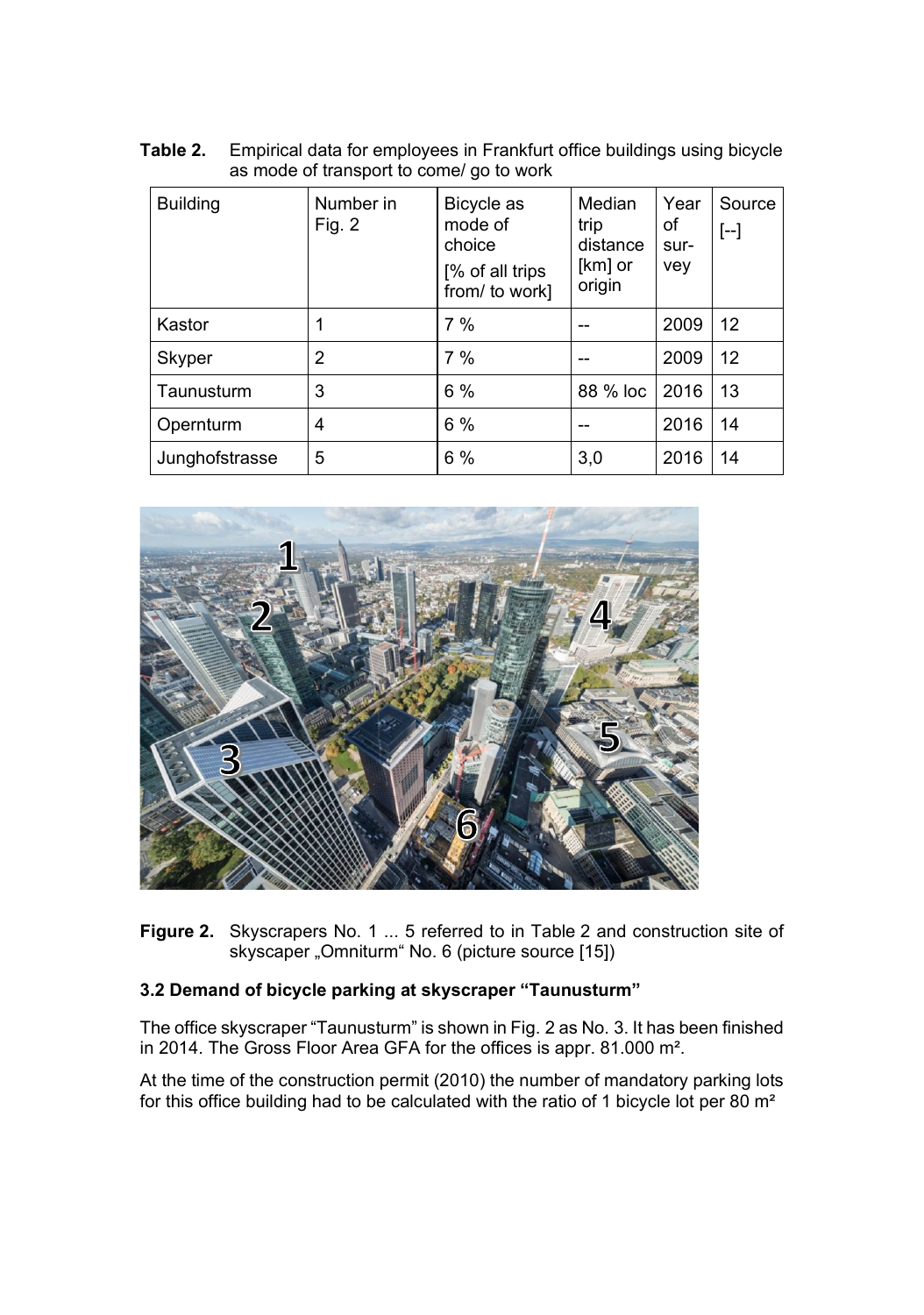**Table 2.** Empirical data for employees in Frankfurt office buildings using bicycle as mode of transport to come/ go to work

| Building | Number in Fig. 2 | Bicycle as mode of choice [% of all trips from/ to work] | Median trip distance [km] or origin | Year of survey | Source [--] |
|---|---|---|---|---|---|
| Kastor | 1 | 7 % | -- | 2009 | 12 |
| Skyper | 2 | 7 % | -- | 2009 | 12 |
| Taunusturm | 3 | 6 % | 88 % loc | 2016 | 13 |
| Opernturm | 4 | 6 % | -- | 2016 | 14 |
| Junghofstrasse | 5 | 6 % | 3,0 | 2016 | 14 |

**Figure 2.** Skyscrapers No. 1 ... 5 referred to in Table 2 and construction site of skyscaper „Omniturm" No. 6 (picture source [15])

### 3.2 Demand of bicycle parking at skyscraper "Taunusturm"

The office skyscraper "Taunusturm" is shown in Fig. 2 as No. 3. It has been finished in 2014. The Gross Floor Area GFA for the offices is appr. 81.000 m².

At the time of the construction permit (2010) the number of mandatory parking lots for this office building had to be calculated with the ratio of 1 bicycle lot per 80 m²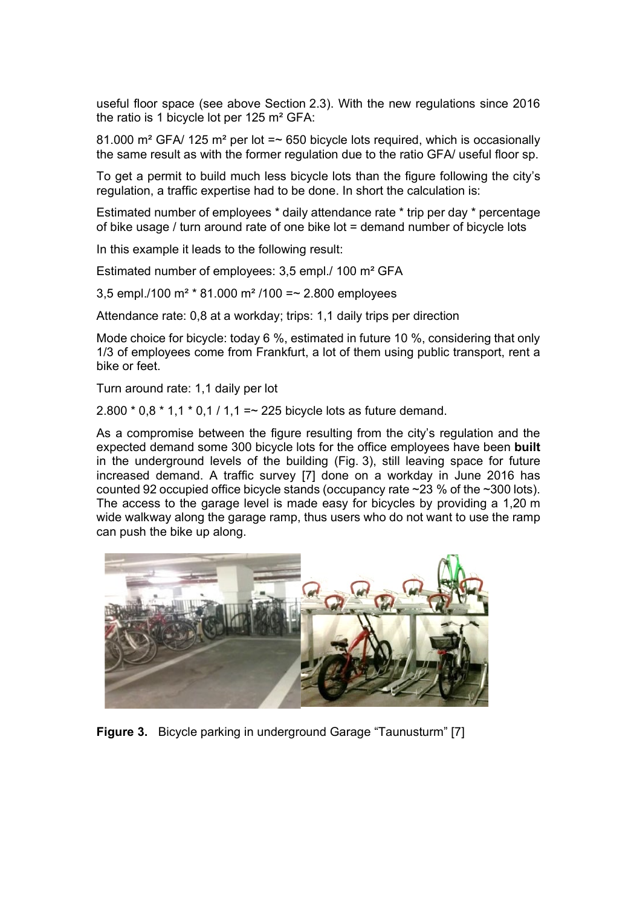useful floor space (see above Section 2.3). With the new regulations since 2016 the ratio is 1 bicycle lot per 125 m² GFA:

81.000 m² GFA/ 125 m² per lot =~ 650 bicycle lots required, which is occasionally the same result as with the former regulation due to the ratio GFA/ useful floor sp.

To get a permit to build much less bicycle lots than the figure following the city's regulation, a traffic expertise had to be done. In short the calculation is:

Estimated number of employees * daily attendance rate * trip per day * percentage of bike usage / turn around rate of one bike lot = demand number of bicycle lots

In this example it leads to the following result:

Estimated number of employees: 3,5 empl./ 100 m² GFA

3,5 empl./100 m² * 81.000 m² /100 =~ 2.800 employees

Attendance rate: 0,8 at a workday; trips: 1,1 daily trips per direction

Mode choice for bicycle: today 6 %, estimated in future 10 %, considering that only 1/3 of employees come from Frankfurt, a lot of them using public transport, rent a bike or feet.

Turn around rate: 1,1 daily per lot

2.800 * 0,8 * 1,1 * 0,1 / 1,1 =~ 225 bicycle lots as future demand.

As a compromise between the figure resulting from the city's regulation and the expected demand some 300 bicycle lots for the office employees have been **built** in the underground levels of the building (Fig. 3), still leaving space for future increased demand. A traffic survey [7] done on a workday in June 2016 has counted 92 occupied office bicycle stands (occupancy rate ~23 % of the ~300 lots). The access to the garage level is made easy for bicycles by providing a 1,20 m wide walkway along the garage ramp, thus users who do not want to use the ramp can push the bike up along.

**Figure 3.** Bicycle parking in underground Garage "Taunusturm" [7]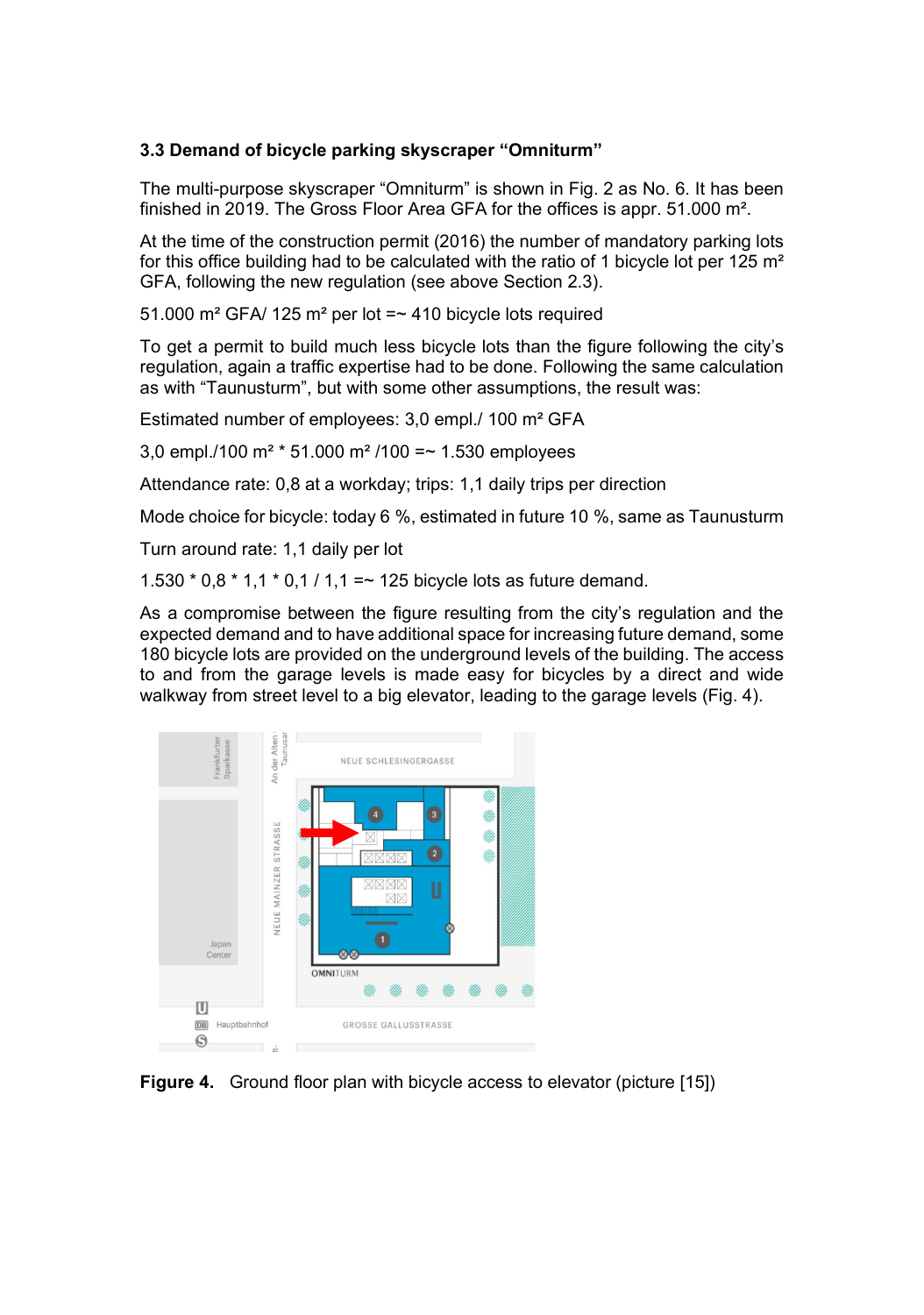### 3.3 Demand of bicycle parking skyscraper “Omniturm”

The multi-purpose skyscraper “Omniturm” is shown in Fig. 2 as No. 6. It has been finished in 2019. The Gross Floor Area GFA for the offices is appr. 51.000 m².

At the time of the construction permit (2016) the number of mandatory parking lots for this office building had to be calculated with the ratio of 1 bicycle lot per 125 m² GFA, following the new regulation (see above Section 2.3).

51.000 m² GFA/ 125 m² per lot =~ 410 bicycle lots required

To get a permit to build much less bicycle lots than the figure following the city’s regulation, again a traffic expertise had to be done. Following the same calculation as with “Taunusturm”, but with some other assumptions, the result was:

Estimated number of employees: 3,0 empl./ 100 m² GFA

3,0 empl./100 m² * 51.000 m² /100 =~ 1.530 employees

Attendance rate: 0,8 at a workday; trips: 1,1 daily trips per direction

Mode choice for bicycle: today 6 %, estimated in future 10 %, same as Taunusturm

Turn around rate: 1,1 daily per lot

1.530 * 0,8 * 1,1 * 0,1 / 1,1 =~ 125 bicycle lots as future demand.

As a compromise between the figure resulting from the city’s regulation and the expected demand and to have additional space for increasing future demand, some 180 bicycle lots are provided on the underground levels of the building. The access to and from the garage levels is made easy for bicycles by a direct and wide walkway from street level to a big elevator, leading to the garage levels (Fig. 4).

**Figure 4.** Ground floor plan with bicycle access to elevator (picture [15])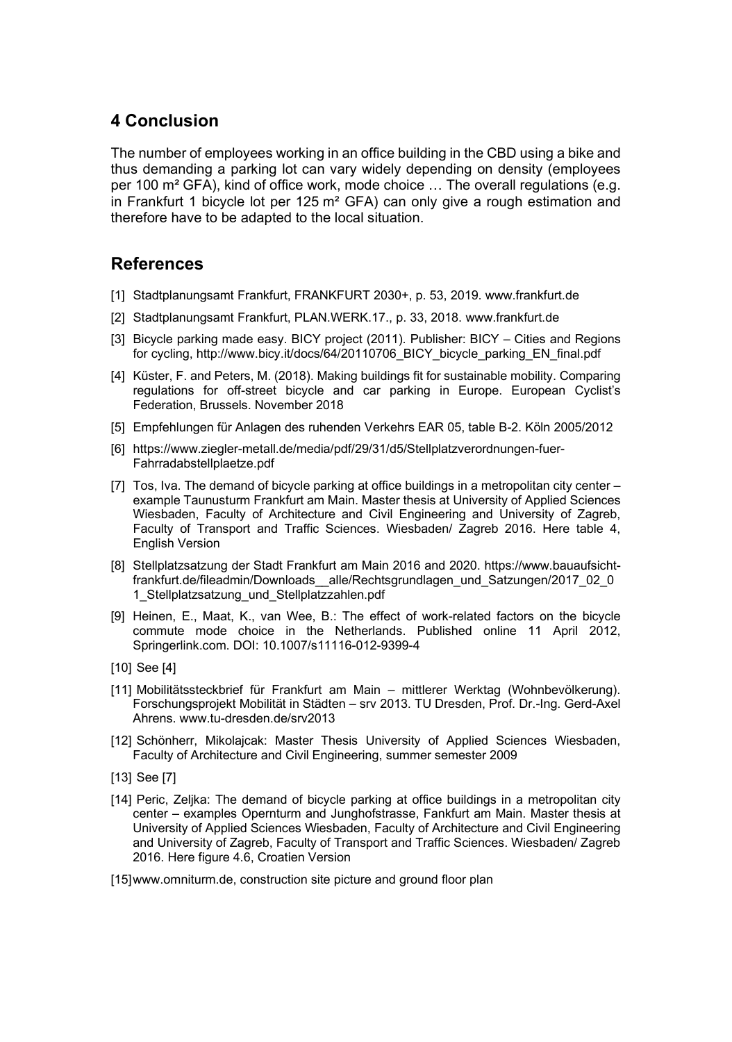## 4 Conclusion

The number of employees working in an office building in the CBD using a bike and thus demanding a parking lot can vary widely depending on density (employees per 100 m² GFA), kind of office work, mode choice … The overall regulations (e.g. in Frankfurt 1 bicycle lot per 125 m² GFA) can only give a rough estimation and therefore have to be adapted to the local situation.

## References

[1] Stadtplanungsamt Frankfurt, FRANKFURT 2030+, p. 53, 2019. www.frankfurt.de

[2] Stadtplanungsamt Frankfurt, PLAN.WERK.17., p. 33, 2018. www.frankfurt.de

[3] Bicycle parking made easy. BICY project (2011). Publisher: BICY – Cities and Regions for cycling, http://www.bicy.it/docs/64/20110706_BICY_bicycle_parking_EN_final.pdf

[4] Küster, F. and Peters, M. (2018). Making buildings fit for sustainable mobility. Comparing regulations for off-street bicycle and car parking in Europe. European Cyclist's Federation, Brussels. November 2018

[5] Empfehlungen für Anlagen des ruhenden Verkehrs EAR 05, table B-2. Köln 2005/2012

[6] https://www.ziegler-metall.de/media/pdf/29/31/d5/Stellplatzverordnungen-fuer-Fahrradabstellplaetze.pdf

[7] Tos, Iva. The demand of bicycle parking at office buildings in a metropolitan city center – example Taunusturm Frankfurt am Main. Master thesis at University of Applied Sciences Wiesbaden, Faculty of Architecture and Civil Engineering and University of Zagreb, Faculty of Transport and Traffic Sciences. Wiesbaden/ Zagreb 2016. Here table 4, English Version

[8] Stellplatzsatzung der Stadt Frankfurt am Main 2016 and 2020. https://www.bauaufsicht-frankfurt.de/fileadmin/Downloads__alle/Rechtsgrundlagen_und_Satzungen/2017_02_01_Stellplatzsatzung_und_Stellplatzzahlen.pdf

[9] Heinen, E., Maat, K., van Wee, B.: The effect of work-related factors on the bicycle commute mode choice in the Netherlands. Published online 11 April 2012, Springerlink.com. DOI: 10.1007/s11116-012-9399-4

[10] See [4]

[11] Mobilitätssteckbrief für Frankfurt am Main – mittlerer Werktag (Wohnbevölkerung). Forschungsprojekt Mobilität in Städten – srv 2013. TU Dresden, Prof. Dr.-Ing. Gerd-Axel Ahrens. www.tu-dresden.de/srv2013

[12] Schönherr, Mikolajcak: Master Thesis University of Applied Sciences Wiesbaden, Faculty of Architecture and Civil Engineering, summer semester 2009

[13] See [7]

[14] Peric, Zeljka: The demand of bicycle parking at office buildings in a metropolitan city center – examples Opernturm and Junghofstrasse, Fankfurt am Main. Master thesis at University of Applied Sciences Wiesbaden, Faculty of Architecture and Civil Engineering and University of Zagreb, Faculty of Transport and Traffic Sciences. Wiesbaden/ Zagreb 2016. Here figure 4.6, Croatien Version

[15] www.omniturm.de, construction site picture and ground floor plan